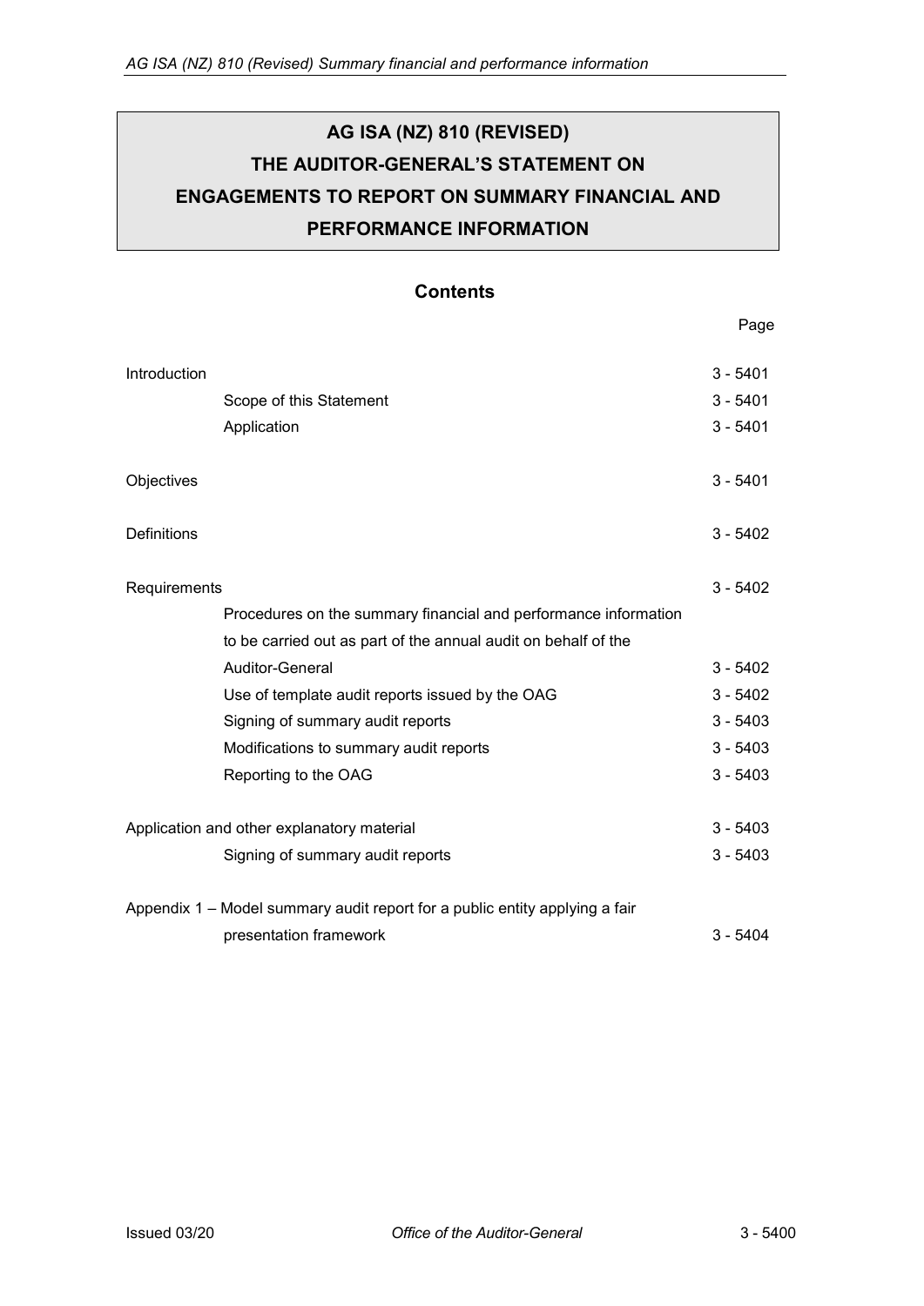# AG ISA (NZ) 810 (REVISED)
# THE AUDITOR-GENERAL'S STATEMENT ON ENGAGEMENTS TO REPORT ON SUMMARY FINANCIAL AND PERFORMANCE INFORMATION

## Contents

| | Page |
|---|---|
| Introduction | 3 - 5401 |
| Scope of this Statement | 3 - 5401 |
| Application | 3 - 5401 |
| Objectives | 3 - 5401 |
| Definitions | 3 - 5402 |
| Requirements | 3 - 5402 |
| Procedures on the summary financial and performance information to be carried out as part of the annual audit on behalf of the Auditor-General | 3 - 5402 |
| Use of template audit reports issued by the OAG | 3 - 5402 |
| Signing of summary audit reports | 3 - 5403 |
| Modifications to summary audit reports | 3 - 5403 |
| Reporting to the OAG | 3 - 5403 |
| Application and other explanatory material | 3 - 5403 |
| Signing of summary audit reports | 3 - 5403 |
| Appendix 1 – Model summary audit report for a public entity applying a fair presentation framework | 3 - 5404 |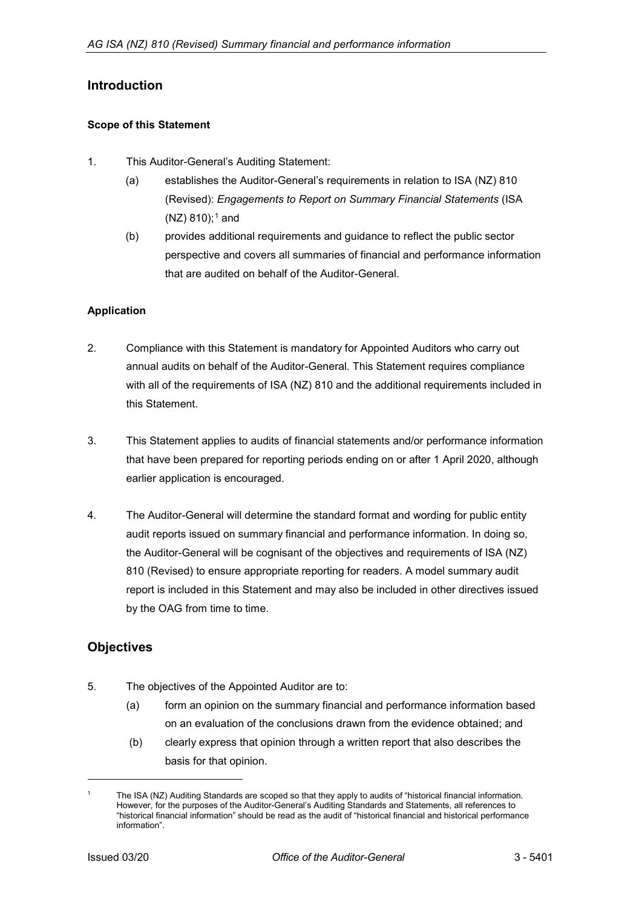## Introduction

### Scope of this Statement

1. This Auditor-General's Auditing Statement:
   (a) establishes the Auditor-General's requirements in relation to ISA (NZ) 810 (Revised): *Engagements to Report on Summary Financial Statements* (ISA (NZ) 810);[1] and
   (b) provides additional requirements and guidance to reflect the public sector perspective and covers all summaries of financial and performance information that are audited on behalf of the Auditor-General.

### Application

2. Compliance with this Statement is mandatory for Appointed Auditors who carry out annual audits on behalf of the Auditor-General. This Statement requires compliance with all of the requirements of ISA (NZ) 810 and the additional requirements included in this Statement.

3. This Statement applies to audits of financial statements and/or performance information that have been prepared for reporting periods ending on or after 1 April 2020, although earlier application is encouraged.

4. The Auditor-General will determine the standard format and wording for public entity audit reports issued on summary financial and performance information. In doing so, the Auditor-General will be cognisant of the objectives and requirements of ISA (NZ) 810 (Revised) to ensure appropriate reporting for readers. A model summary audit report is included in this Statement and may also be included in other directives issued by the OAG from time to time.

## Objectives

5. The objectives of the Appointed Auditor are to:
   (a) form an opinion on the summary financial and performance information based on an evaluation of the conclusions drawn from the evidence obtained; and
   (b) clearly express that opinion through a written report that also describes the basis for that opinion.

[1] The ISA (NZ) Auditing Standards are scoped so that they apply to audits of "historical financial information. However, for the purposes of the Auditor-General's Auditing Standards and Statements, all references to "historical financial information" should be read as the audit of "historical financial and historical performance information".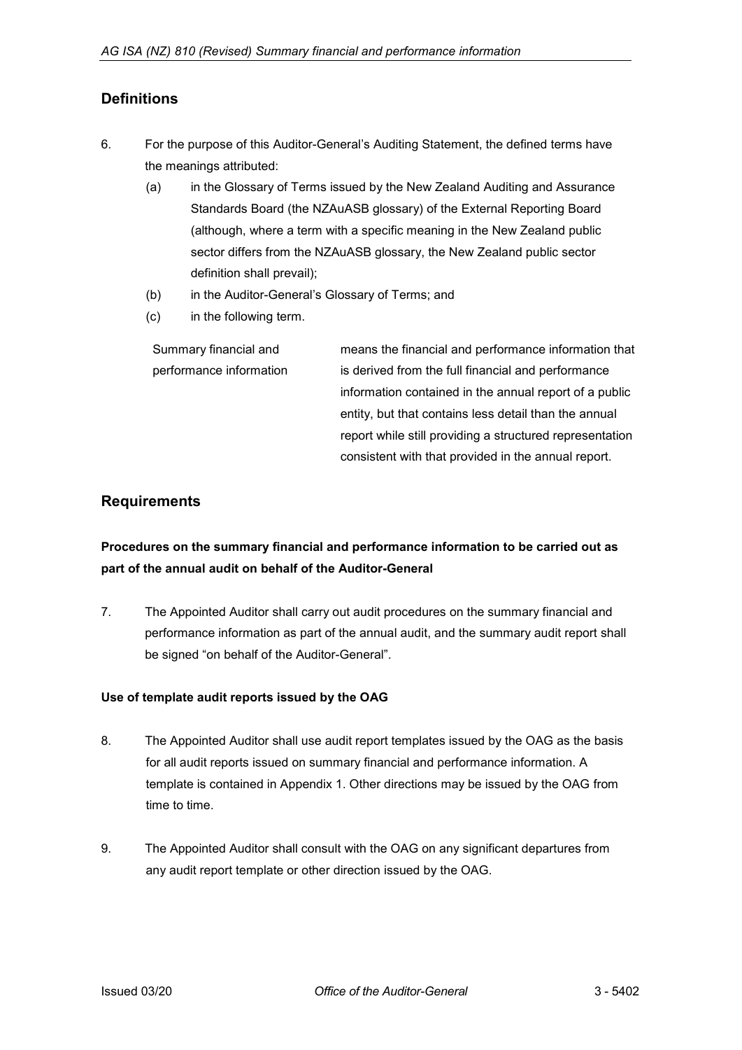## Definitions

6. For the purpose of this Auditor-General's Auditing Statement, the defined terms have the meanings attributed:

   (a) in the Glossary of Terms issued by the New Zealand Auditing and Assurance Standards Board (the NZAuASB glossary) of the External Reporting Board (although, where a term with a specific meaning in the New Zealand public sector differs from the NZAuASB glossary, the New Zealand public sector definition shall prevail);

   (b) in the Auditor-General's Glossary of Terms; and

   (c) in the following term.

| | |
|---|---|
| Summary financial and performance information | means the financial and performance information that is derived from the full financial and performance information contained in the annual report of a public entity, but that contains less detail than the annual report while still providing a structured representation consistent with that provided in the annual report. |

## Requirements

### Procedures on the summary financial and performance information to be carried out as part of the annual audit on behalf of the Auditor-General

7. The Appointed Auditor shall carry out audit procedures on the summary financial and performance information as part of the annual audit, and the summary audit report shall be signed "on behalf of the Auditor-General".

#### Use of template audit reports issued by the OAG

8. The Appointed Auditor shall use audit report templates issued by the OAG as the basis for all audit reports issued on summary financial and performance information. A template is contained in Appendix 1. Other directions may be issued by the OAG from time to time.

9. The Appointed Auditor shall consult with the OAG on any significant departures from any audit report template or other direction issued by the OAG.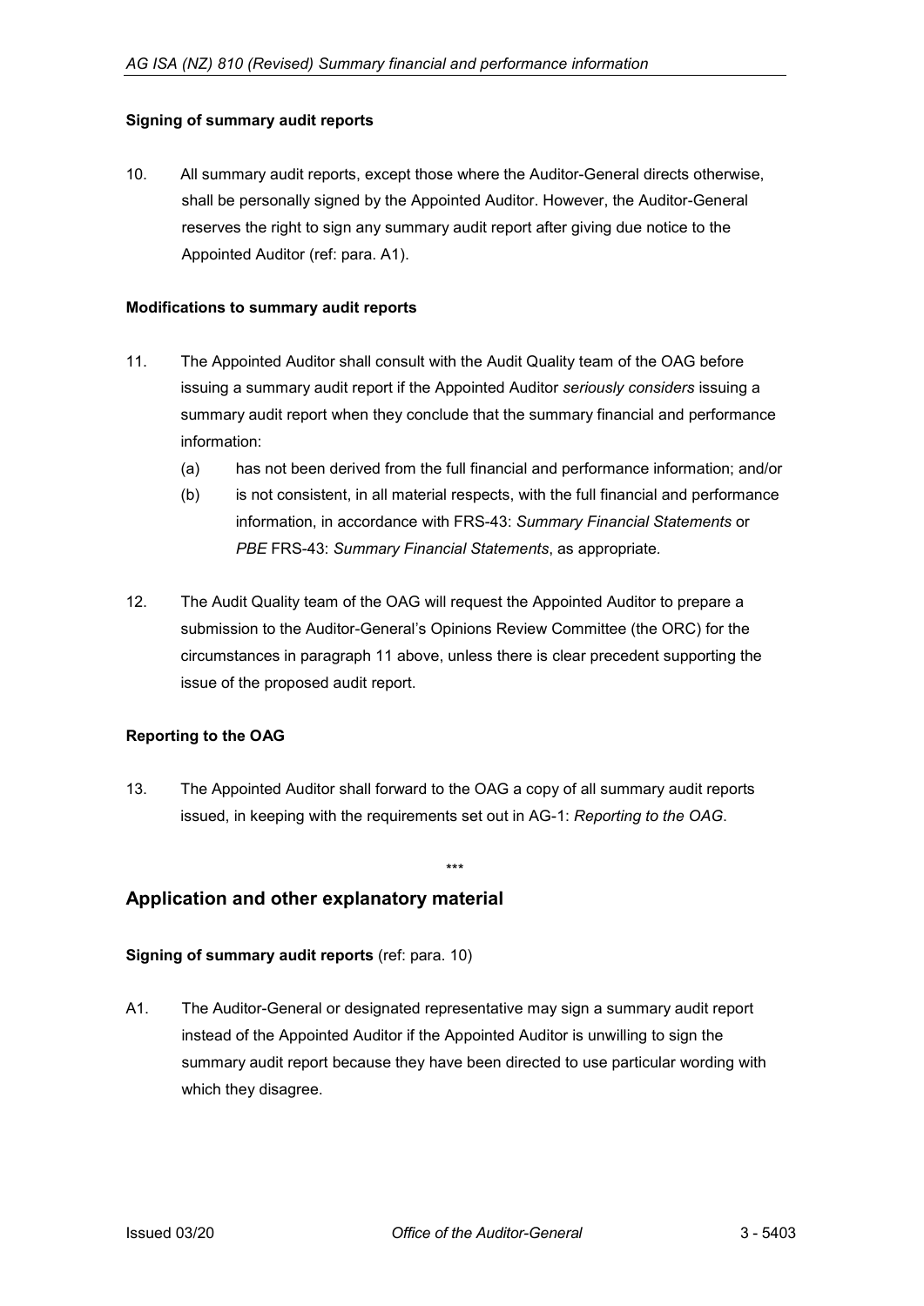### Signing of summary audit reports

10. All summary audit reports, except those where the Auditor-General directs otherwise, shall be personally signed by the Appointed Auditor. However, the Auditor-General reserves the right to sign any summary audit report after giving due notice to the Appointed Auditor (ref: para. A1).

### Modifications to summary audit reports

11. The Appointed Auditor shall consult with the Audit Quality team of the OAG before issuing a summary audit report if the Appointed Auditor *seriously considers* issuing a summary audit report when they conclude that the summary financial and performance information:
    (a) has not been derived from the full financial and performance information; and/or
    (b) is not consistent, in all material respects, with the full financial and performance information, in accordance with FRS-43: *Summary Financial Statements* or *PBE* FRS-43: *Summary Financial Statements*, as appropriate.

12. The Audit Quality team of the OAG will request the Appointed Auditor to prepare a submission to the Auditor-General's Opinions Review Committee (the ORC) for the circumstances in paragraph 11 above, unless there is clear precedent supporting the issue of the proposed audit report.

### Reporting to the OAG

13. The Appointed Auditor shall forward to the OAG a copy of all summary audit reports issued, in keeping with the requirements set out in AG-1: *Reporting to the OAG*.

\*\*\*

## Application and other explanatory material

**Signing of summary audit reports** (ref: para. 10)

A1. The Auditor-General or designated representative may sign a summary audit report instead of the Appointed Auditor if the Appointed Auditor is unwilling to sign the summary audit report because they have been directed to use particular wording with which they disagree.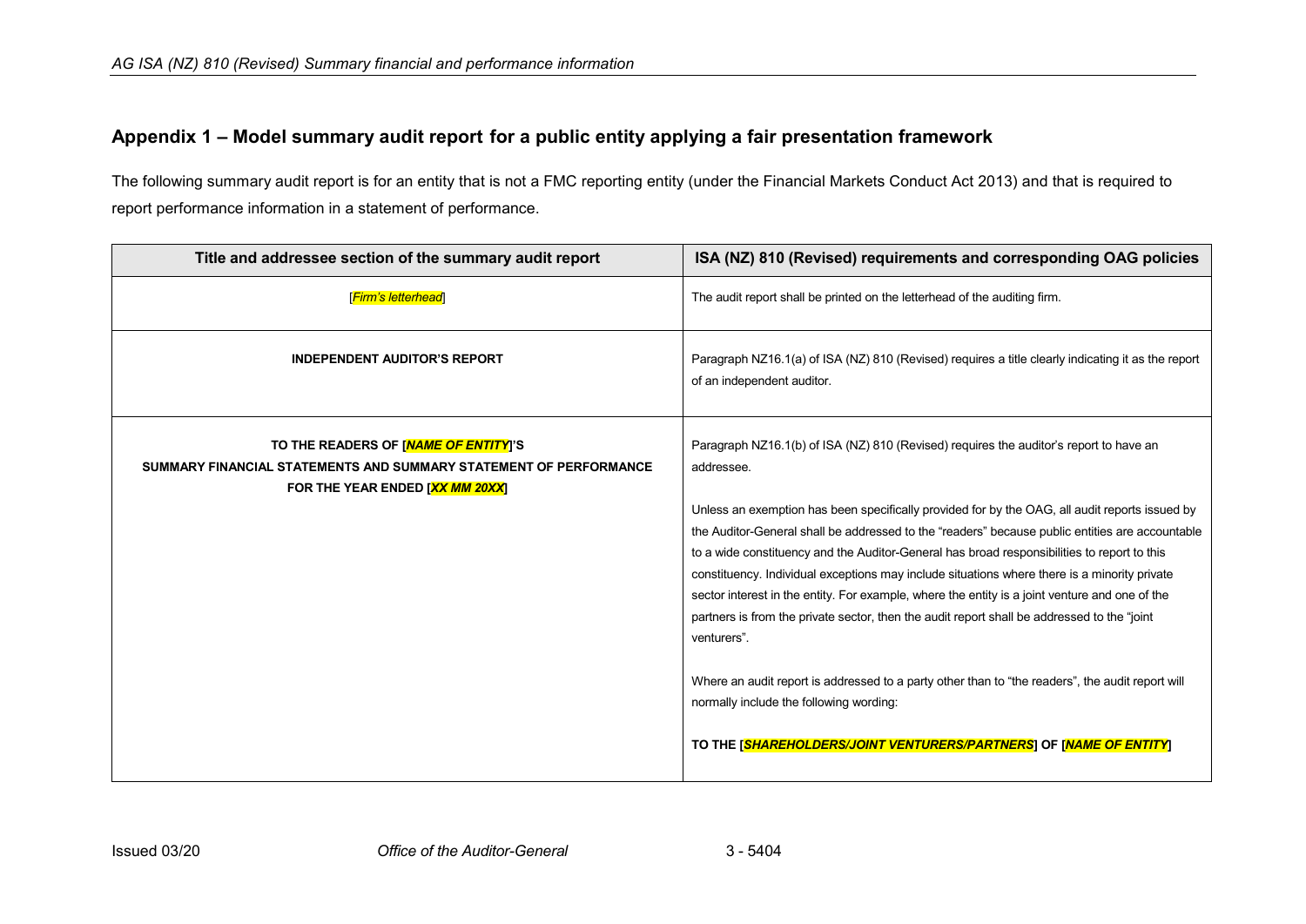## Appendix 1 – Model summary audit report for a public entity applying a fair presentation framework

The following summary audit report is for an entity that is not a FMC reporting entity (under the Financial Markets Conduct Act 2013) and that is required to report performance information in a statement of performance.

| Title and addressee section of the summary audit report | ISA (NZ) 810 (Revised) requirements and corresponding OAG policies |
|---|---|
| [*Firm's letterhead*] | The audit report shall be printed on the letterhead of the auditing firm. |
| **INDEPENDENT AUDITOR'S REPORT** | Paragraph NZ16.1(a) of ISA (NZ) 810 (Revised) requires a title clearly indicating it as the report of an independent auditor. |
| **TO THE READERS OF [*NAME OF ENTITY*]'S SUMMARY FINANCIAL STATEMENTS AND SUMMARY STATEMENT OF PERFORMANCE FOR THE YEAR ENDED [*XX MM 20XX*]** | Paragraph NZ16.1(b) of ISA (NZ) 810 (Revised) requires the auditor's report to have an addressee.<br><br>Unless an exemption has been specifically provided for by the OAG, all audit reports issued by the Auditor-General shall be addressed to the "readers" because public entities are accountable to a wide constituency and the Auditor-General has broad responsibilities to report to this constituency. Individual exceptions may include situations where there is a minority private sector interest in the entity. For example, where the entity is a joint venture and one of the partners is from the private sector, then the audit report shall be addressed to the "joint venturers".<br><br>Where an audit report is addressed to a party other than to "the readers", the audit report will normally include the following wording:<br><br>**TO THE [*SHAREHOLDERS/JOINT VENTURERS/PARTNERS*] OF [*NAME OF ENTITY*]** |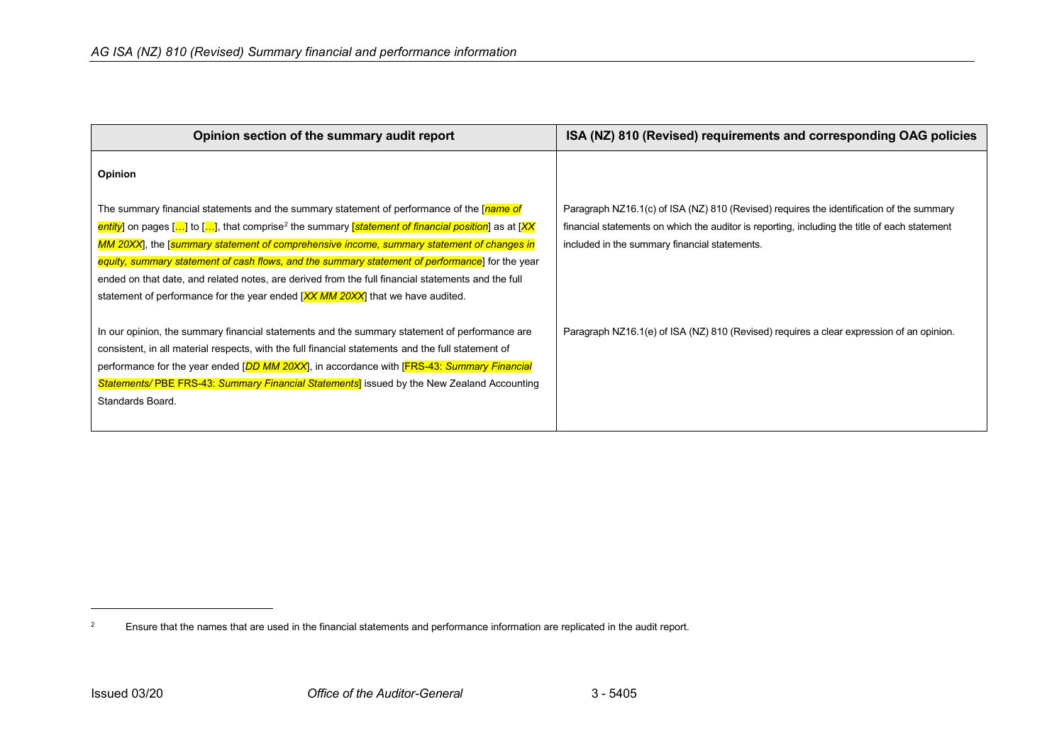| Opinion section of the summary audit report | ISA (NZ) 810 (Revised) requirements and corresponding OAG policies |
|---|---|
| **Opinion** | |
| The summary financial statements and the summary statement of performance of the [*name of entity*] on pages […] to […], that comprise[2] the summary [*statement of financial position*] as at [*XX MM 20XX*], the [*summary statement of comprehensive income, summary statement of changes in equity, summary statement of cash flows, and the summary statement of performance*] for the year ended on that date, and related notes, are derived from the full financial statements and the full statement of performance for the year ended [*XX MM 20XX*] that we have audited. | Paragraph NZ16.1(c) of ISA (NZ) 810 (Revised) requires the identification of the summary financial statements on which the auditor is reporting, including the title of each statement included in the summary financial statements. |
| In our opinion, the summary financial statements and the summary statement of performance are consistent, in all material respects, with the full financial statements and the full statement of performance for the year ended [*DD MM 20XX*], in accordance with [FRS-43: *Summary Financial Statements*/ PBE FRS-43: *Summary Financial Statements*] issued by the New Zealand Accounting Standards Board. | Paragraph NZ16.1(e) of ISA (NZ) 810 (Revised) requires a clear expression of an opinion. |

[2] Ensure that the names that are used in the financial statements and performance information are replicated in the audit report.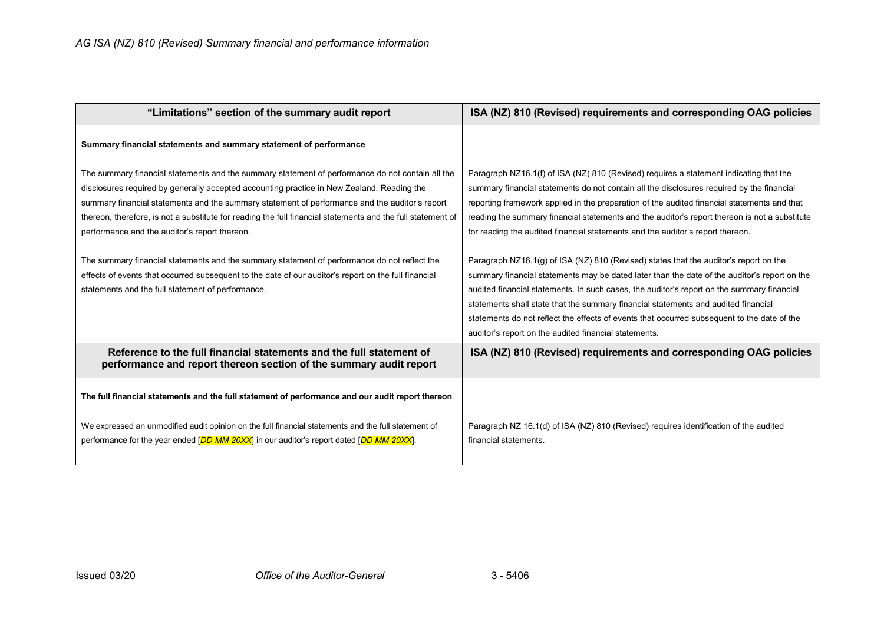| "Limitations" section of the summary audit report | ISA (NZ) 810 (Revised) requirements and corresponding OAG policies |
| --- | --- |
| **Summary financial statements and summary statement of performance** | |
| The summary financial statements and the summary statement of performance do not contain all the disclosures required by generally accepted accounting practice in New Zealand. Reading the summary financial statements and the summary statement of performance and the auditor's report thereon, therefore, is not a substitute for reading the full financial statements and the full statement of performance and the auditor's report thereon. | Paragraph NZ16.1(f) of ISA (NZ) 810 (Revised) requires a statement indicating that the summary financial statements do not contain all the disclosures required by the financial reporting framework applied in the preparation of the audited financial statements and that reading the summary financial statements and the auditor's report thereon is not a substitute for reading the audited financial statements and the auditor's report thereon. |
| The summary financial statements and the summary statement of performance do not reflect the effects of events that occurred subsequent to the date of our auditor's report on the full financial statements and the full statement of performance. | Paragraph NZ16.1(g) of ISA (NZ) 810 (Revised) states that the auditor's report on the summary financial statements may be dated later than the date of the auditor's report on the audited financial statements. In such cases, the auditor's report on the summary financial statements shall state that the summary financial statements and audited financial statements do not reflect the effects of events that occurred subsequent to the date of the auditor's report on the audited financial statements. |
| **Reference to the full financial statements and the full statement of performance and report thereon section of the summary audit report** | **ISA (NZ) 810 (Revised) requirements and corresponding OAG policies** |
| **The full financial statements and the full statement of performance and our audit report thereon** | |
| We expressed an unmodified audit opinion on the full financial statements and the full statement of performance for the year ended [*DD MM 20XX*] in our auditor's report dated [*DD MM 20XX*]. | Paragraph NZ 16.1(d) of ISA (NZ) 810 (Revised) requires identification of the audited financial statements. |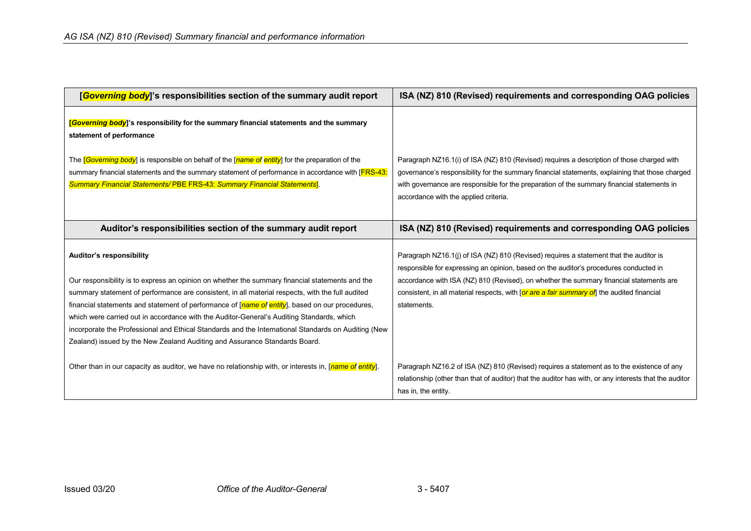| [*Governing body*]'s responsibilities section of the summary audit report | ISA (NZ) 810 (Revised) requirements and corresponding OAG policies |
|---|---|
| **[*Governing body*]'s responsibility for the summary financial statements and the summary statement of performance** | |
| The [*Governing body*] is responsible on behalf of the [*name of entity*] for the preparation of the summary financial statements and the summary statement of performance in accordance with [FRS-43: *Summary Financial Statements*/ PBE FRS-43: *Summary Financial Statements*]. | Paragraph NZ16.1(i) of ISA (NZ) 810 (Revised) requires a description of those charged with governance's responsibility for the summary financial statements, explaining that those charged with governance are responsible for the preparation of the summary financial statements in accordance with the applied criteria. |
| **Auditor's responsibilities section of the summary audit report** | **ISA (NZ) 810 (Revised) requirements and corresponding OAG policies** |
| **Auditor's responsibility**<br><br>Our responsibility is to express an opinion on whether the summary financial statements and the summary statement of performance are consistent, in all material respects, with the full audited financial statements and statement of performance of [*name of entity*], based on our procedures, which were carried out in accordance with the Auditor-General's Auditing Standards, which incorporate the Professional and Ethical Standards and the International Standards on Auditing (New Zealand) issued by the New Zealand Auditing and Assurance Standards Board. | Paragraph NZ16.1(j) of ISA (NZ) 810 (Revised) requires a statement that the auditor is responsible for expressing an opinion, based on the auditor's procedures conducted in accordance with ISA (NZ) 810 (Revised), on whether the summary financial statements are consistent, in all material respects, with [*or are a fair summary of*] the audited financial statements. |
| Other than in our capacity as auditor, we have no relationship with, or interests in, [*name of entity*]. | Paragraph NZ16.2 of ISA (NZ) 810 (Revised) requires a statement as to the existence of any relationship (other than that of auditor) that the auditor has with, or any interests that the auditor has in, the entity. |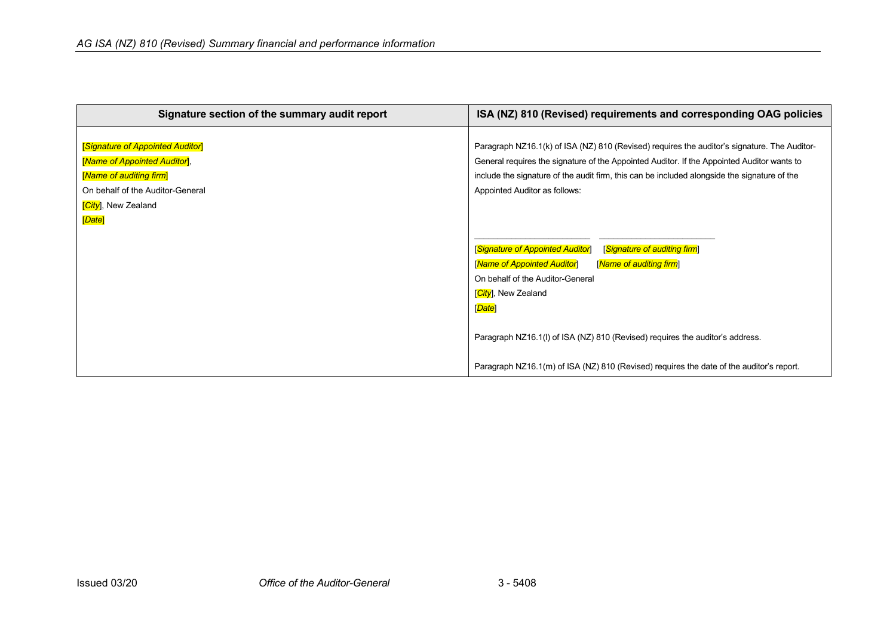| Signature section of the summary audit report | ISA (NZ) 810 (Revised) requirements and corresponding OAG policies |
|---|---|
| [*Signature of Appointed Auditor*]<br>[*Name of Appointed Auditor*],<br>[*Name of auditing firm*]<br>On behalf of the Auditor-General<br>[*City*], New Zealand<br>[*Date*] | Paragraph NZ16.1(k) of ISA (NZ) 810 (Revised) requires the auditor's signature. The Auditor-General requires the signature of the Appointed Auditor. If the Appointed Auditor wants to include the signature of the audit firm, this can be included alongside the signature of the Appointed Auditor as follows:<br><br>\_\_\_\_\_\_\_\_\_\_\_\_\_\_\_\_\_\_\_\_\_\_\_\_ \_\_\_\_\_\_\_\_\_\_\_\_\_\_\_\_\_\_\_\_\_\_\_\_<br>[*Signature of Appointed Auditor*] [*Signature of auditing firm*]<br>[*Name of Appointed Auditor*] [*Name of auditing firm*]<br>On behalf of the Auditor-General<br>[*City*], New Zealand<br>[*Date*]<br><br>Paragraph NZ16.1(l) of ISA (NZ) 810 (Revised) requires the auditor's address.<br><br>Paragraph NZ16.1(m) of ISA (NZ) 810 (Revised) requires the date of the auditor's report. |